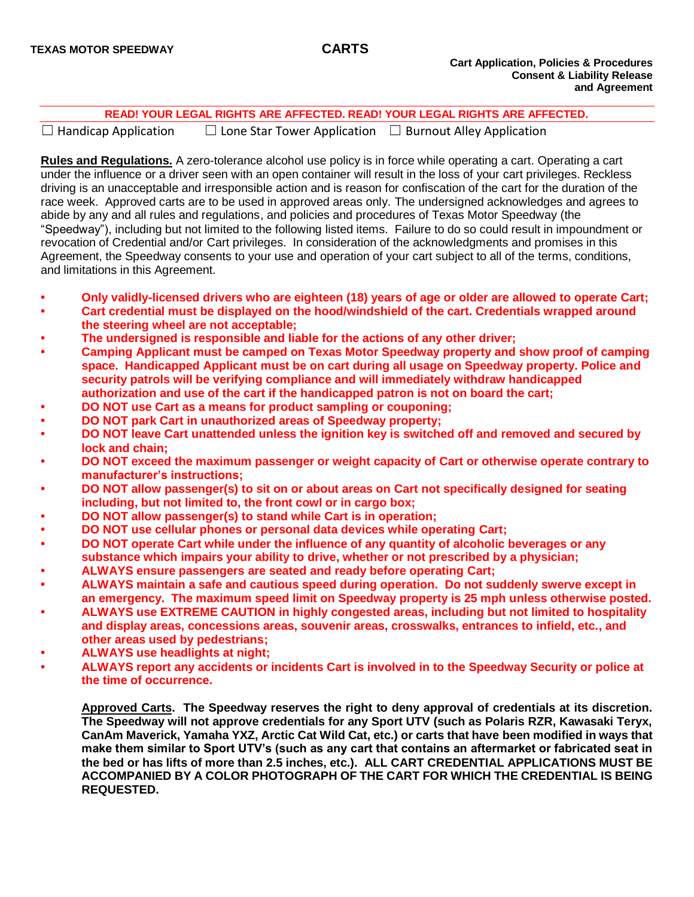**TEXAS MOTOR SPEEDWAY**

# CARTS

**Cart Application, Policies & Procedures**
**Consent & Liability Release**
**and Agreement**

**READ! YOUR LEGAL RIGHTS ARE AFFECTED. READ! YOUR LEGAL RIGHTS ARE AFFECTED.**

☐ Handicap Application ☐ Lone Star Tower Application ☐ Burnout Alley Application

**Rules and Regulations.** A zero-tolerance alcohol use policy is in force while operating a cart. Operating a cart under the influence or a driver seen with an open container will result in the loss of your cart privileges. Reckless driving is an unacceptable and irresponsible action and is reason for confiscation of the cart for the duration of the race week. Approved carts are to be used in approved areas only. The undersigned acknowledges and agrees to abide by any and all rules and regulations, and policies and procedures of Texas Motor Speedway (the "Speedway"), including but not limited to the following listed items. Failure to do so could result in impoundment or revocation of Credential and/or Cart privileges. In consideration of the acknowledgments and promises in this Agreement, the Speedway consents to your use and operation of your cart subject to all of the terms, conditions, and limitations in this Agreement.

- **Only validly-licensed drivers who are eighteen (18) years of age or older are allowed to operate Cart;**
- **Cart credential must be displayed on the hood/windshield of the cart. Credentials wrapped around the steering wheel are not acceptable;**
- **The undersigned is responsible and liable for the actions of any other driver;**
- **Camping Applicant must be camped on Texas Motor Speedway property and show proof of camping space. Handicapped Applicant must be on cart during all usage on Speedway property. Police and security patrols will be verifying compliance and will immediately withdraw handicapped authorization and use of the cart if the handicapped patron is not on board the cart;**
- **DO NOT use Cart as a means for product sampling or couponing;**
- **DO NOT park Cart in unauthorized areas of Speedway property;**
- **DO NOT leave Cart unattended unless the ignition key is switched off and removed and secured by lock and chain;**
- **DO NOT exceed the maximum passenger or weight capacity of Cart or otherwise operate contrary to manufacturer's instructions;**
- **DO NOT allow passenger(s) to sit on or about areas on Cart not specifically designed for seating including, but not limited to, the front cowl or in cargo box;**
- **DO NOT allow passenger(s) to stand while Cart is in operation;**
- **DO NOT use cellular phones or personal data devices while operating Cart;**
- **DO NOT operate Cart while under the influence of any quantity of alcoholic beverages or any substance which impairs your ability to drive, whether or not prescribed by a physician;**
- **ALWAYS ensure passengers are seated and ready before operating Cart;**
- **ALWAYS maintain a safe and cautious speed during operation. Do not suddenly swerve except in an emergency. The maximum speed limit on Speedway property is 25 mph unless otherwise posted.**
- **ALWAYS use EXTREME CAUTION in highly congested areas, including but not limited to hospitality and display areas, concessions areas, souvenir areas, crosswalks, entrances to infield, etc., and other areas used by pedestrians;**
- **ALWAYS use headlights at night;**
- **ALWAYS report any accidents or incidents Cart is involved in to the Speedway Security or police at the time of occurrence.**

**Approved Carts. The Speedway reserves the right to deny approval of credentials at its discretion. The Speedway will not approve credentials for any Sport UTV (such as Polaris RZR, Kawasaki Teryx, CanAm Maverick, Yamaha YXZ, Arctic Cat Wild Cat, etc.) or carts that have been modified in ways that make them similar to Sport UTV's (such as any cart that contains an aftermarket or fabricated seat in the bed or has lifts of more than 2.5 inches, etc.). ALL CART CREDENTIAL APPLICATIONS MUST BE ACCOMPANIED BY A COLOR PHOTOGRAPH OF THE CART FOR WHICH THE CREDENTIAL IS BEING REQUESTED.**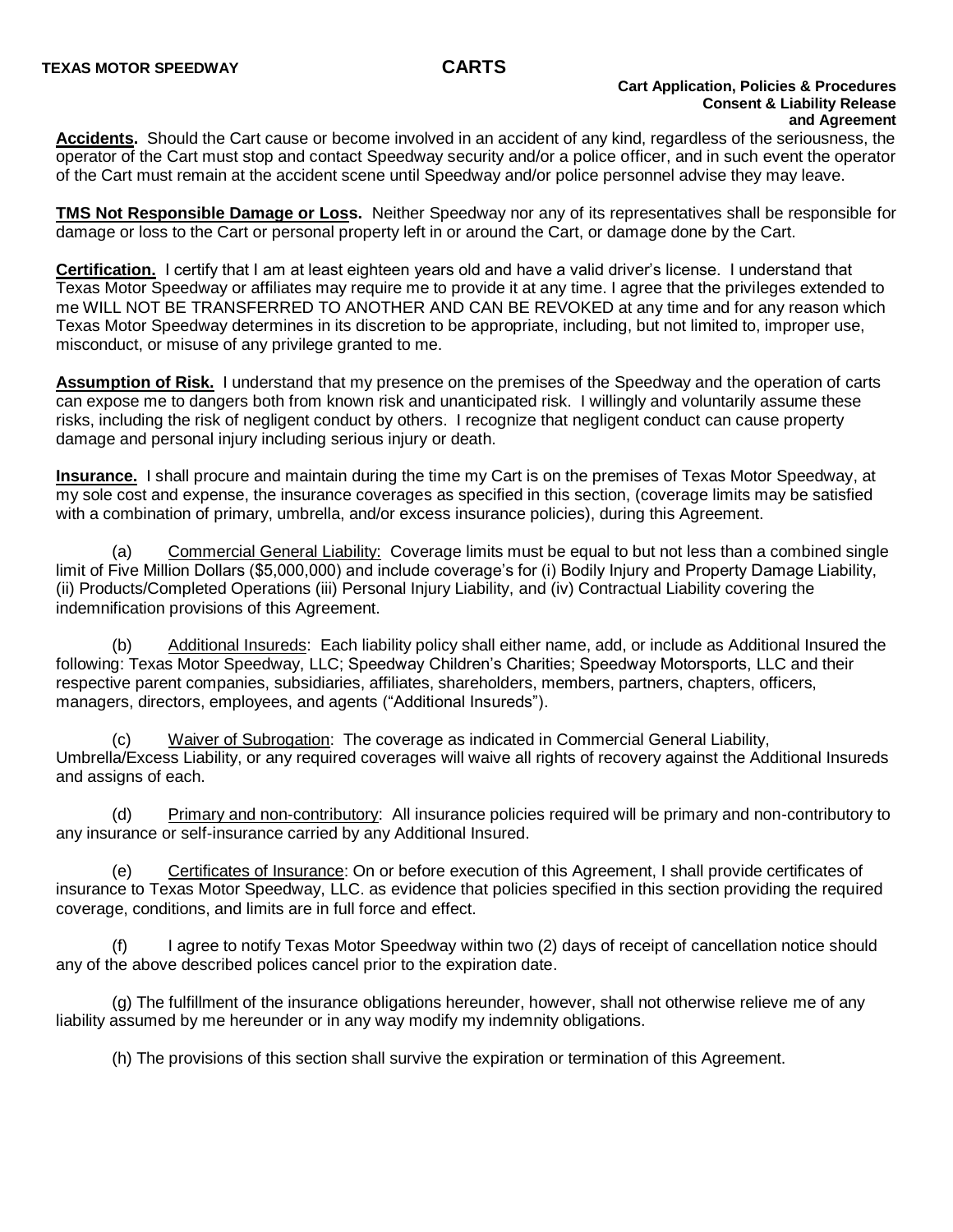**Accidents.** Should the Cart cause or become involved in an accident of any kind, regardless of the seriousness, the operator of the Cart must stop and contact Speedway security and/or a police officer, and in such event the operator of the Cart must remain at the accident scene until Speedway and/or police personnel advise they may leave.

**TMS Not Responsible Damage or Loss.** Neither Speedway nor any of its representatives shall be responsible for damage or loss to the Cart or personal property left in or around the Cart, or damage done by the Cart.

**Certification.** I certify that I am at least eighteen years old and have a valid driver's license. I understand that Texas Motor Speedway or affiliates may require me to provide it at any time. I agree that the privileges extended to me WILL NOT BE TRANSFERRED TO ANOTHER AND CAN BE REVOKED at any time and for any reason which Texas Motor Speedway determines in its discretion to be appropriate, including, but not limited to, improper use, misconduct, or misuse of any privilege granted to me.

**Assumption of Risk.** I understand that my presence on the premises of the Speedway and the operation of carts can expose me to dangers both from known risk and unanticipated risk. I willingly and voluntarily assume these risks, including the risk of negligent conduct by others. I recognize that negligent conduct can cause property damage and personal injury including serious injury or death.

**Insurance.** I shall procure and maintain during the time my Cart is on the premises of Texas Motor Speedway, at my sole cost and expense, the insurance coverages as specified in this section, (coverage limits may be satisfied with a combination of primary, umbrella, and/or excess insurance policies), during this Agreement.

(a) Commercial General Liability: Coverage limits must be equal to but not less than a combined single limit of Five Million Dollars ($5,000,000) and include coverage's for (i) Bodily Injury and Property Damage Liability, (ii) Products/Completed Operations (iii) Personal Injury Liability, and (iv) Contractual Liability covering the indemnification provisions of this Agreement.

(b) Additional Insureds: Each liability policy shall either name, add, or include as Additional Insured the following: Texas Motor Speedway, LLC; Speedway Children's Charities; Speedway Motorsports, LLC and their respective parent companies, subsidiaries, affiliates, shareholders, members, partners, chapters, officers, managers, directors, employees, and agents ("Additional Insureds").

(c) Waiver of Subrogation: The coverage as indicated in Commercial General Liability, Umbrella/Excess Liability, or any required coverages will waive all rights of recovery against the Additional Insureds and assigns of each.

(d) Primary and non-contributory: All insurance policies required will be primary and non-contributory to any insurance or self-insurance carried by any Additional Insured.

(e) Certificates of Insurance: On or before execution of this Agreement, I shall provide certificates of insurance to Texas Motor Speedway, LLC. as evidence that policies specified in this section providing the required coverage, conditions, and limits are in full force and effect.

(f) I agree to notify Texas Motor Speedway within two (2) days of receipt of cancellation notice should any of the above described polices cancel prior to the expiration date.

(g) The fulfillment of the insurance obligations hereunder, however, shall not otherwise relieve me of any liability assumed by me hereunder or in any way modify my indemnity obligations.

(h) The provisions of this section shall survive the expiration or termination of this Agreement.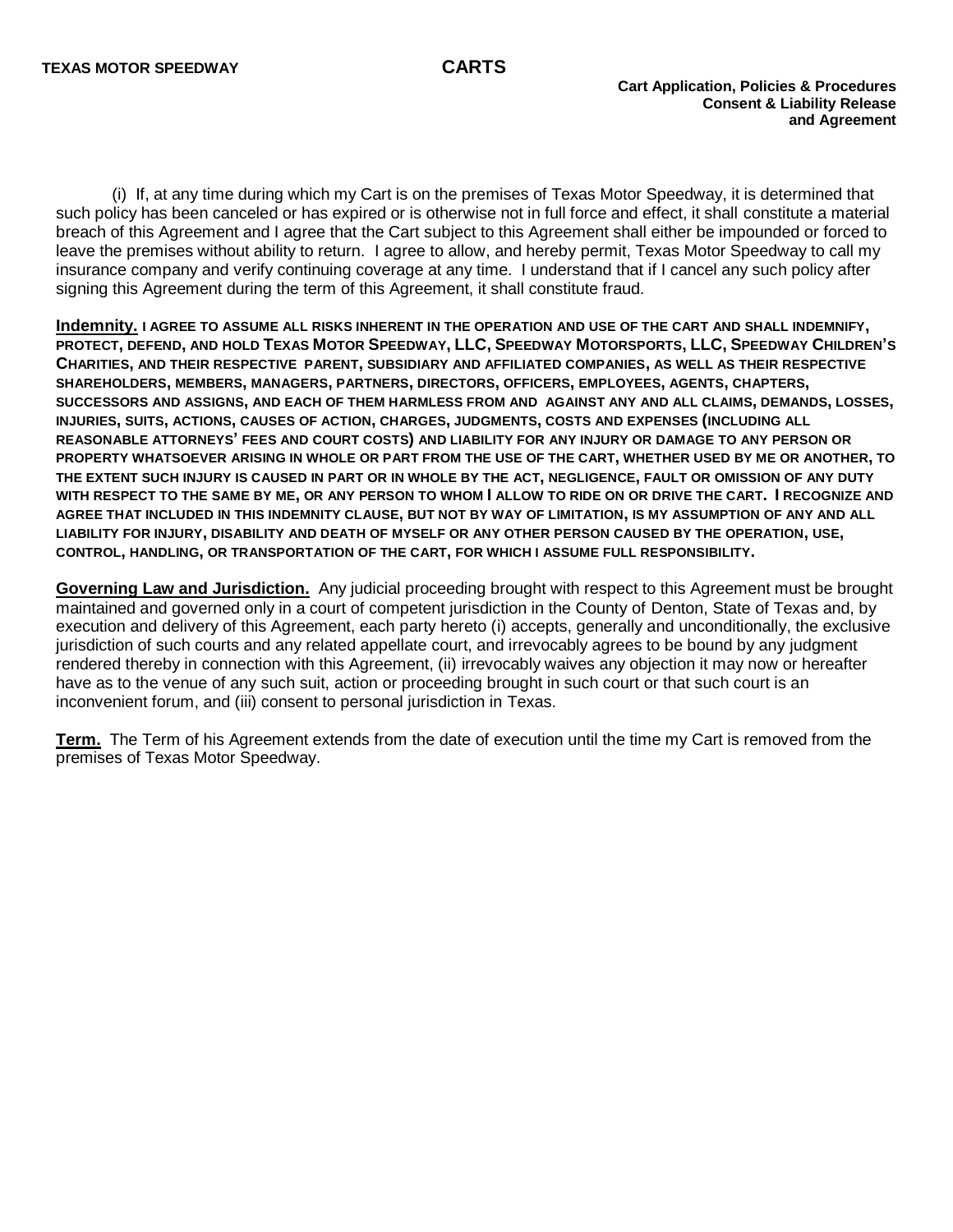(i) If, at any time during which my Cart is on the premises of Texas Motor Speedway, it is determined that such policy has been canceled or has expired or is otherwise not in full force and effect, it shall constitute a material breach of this Agreement and I agree that the Cart subject to this Agreement shall either be impounded or forced to leave the premises without ability to return. I agree to allow, and hereby permit, Texas Motor Speedway to call my insurance company and verify continuing coverage at any time. I understand that if I cancel any such policy after signing this Agreement during the term of this Agreement, it shall constitute fraud.

**Indemnity.** **I AGREE TO ASSUME ALL RISKS INHERENT IN THE OPERATION AND USE OF THE CART AND SHALL INDEMNIFY, PROTECT, DEFEND, AND HOLD TEXAS MOTOR SPEEDWAY, LLC, SPEEDWAY MOTORSPORTS, LLC, SPEEDWAY CHILDREN'S CHARITIES, AND THEIR RESPECTIVE PARENT, SUBSIDIARY AND AFFILIATED COMPANIES, AS WELL AS THEIR RESPECTIVE SHAREHOLDERS, MEMBERS, MANAGERS, PARTNERS, DIRECTORS, OFFICERS, EMPLOYEES, AGENTS, CHAPTERS, SUCCESSORS AND ASSIGNS, AND EACH OF THEM HARMLESS FROM AND AGAINST ANY AND ALL CLAIMS, DEMANDS, LOSSES, INJURIES, SUITS, ACTIONS, CAUSES OF ACTION, CHARGES, JUDGMENTS, COSTS AND EXPENSES (INCLUDING ALL REASONABLE ATTORNEYS' FEES AND COURT COSTS) AND LIABILITY FOR ANY INJURY OR DAMAGE TO ANY PERSON OR PROPERTY WHATSOEVER ARISING IN WHOLE OR PART FROM THE USE OF THE CART, WHETHER USED BY ME OR ANOTHER, TO THE EXTENT SUCH INJURY IS CAUSED IN PART OR IN WHOLE BY THE ACT, NEGLIGENCE, FAULT OR OMISSION OF ANY DUTY WITH RESPECT TO THE SAME BY ME, OR ANY PERSON TO WHOM I ALLOW TO RIDE ON OR DRIVE THE CART. I RECOGNIZE AND AGREE THAT INCLUDED IN THIS INDEMNITY CLAUSE, BUT NOT BY WAY OF LIMITATION, IS MY ASSUMPTION OF ANY AND ALL LIABILITY FOR INJURY, DISABILITY AND DEATH OF MYSELF OR ANY OTHER PERSON CAUSED BY THE OPERATION, USE, CONTROL, HANDLING, OR TRANSPORTATION OF THE CART, FOR WHICH I ASSUME FULL RESPONSIBILITY.**

**Governing Law and Jurisdiction.** Any judicial proceeding brought with respect to this Agreement must be brought maintained and governed only in a court of competent jurisdiction in the County of Denton, State of Texas and, by execution and delivery of this Agreement, each party hereto (i) accepts, generally and unconditionally, the exclusive jurisdiction of such courts and any related appellate court, and irrevocably agrees to be bound by any judgment rendered thereby in connection with this Agreement, (ii) irrevocably waives any objection it may now or hereafter have as to the venue of any such suit, action or proceeding brought in such court or that such court is an inconvenient forum, and (iii) consent to personal jurisdiction in Texas.

**Term.** The Term of his Agreement extends from the date of execution until the time my Cart is removed from the premises of Texas Motor Speedway.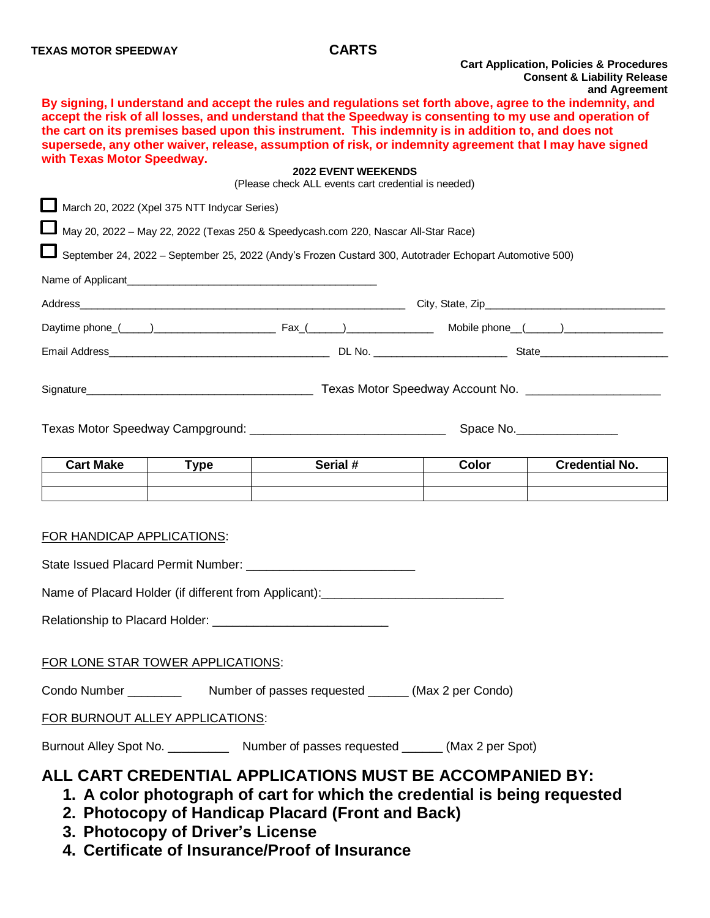**TEXAS MOTOR SPEEDWAY**

# CARTS

**Cart Application, Policies & Procedures**
**Consent & Liability Release**
**and Agreement**

**By signing, I understand and accept the rules and regulations set forth above, agree to the indemnity, and accept the risk of all losses, and understand that the Speedway is consenting to my use and operation of the cart on its premises based upon this instrument. This indemnity is in addition to, and does not supersede, any other waiver, release, assumption of risk, or indemnity agreement that I may have signed with Texas Motor Speedway.**

**2022 EVENT WEEKENDS**
(Please check ALL events cart credential is needed)

☐ March 20, 2022 (Xpel 375 NTT Indycar Series)

☐ May 20, 2022 – May 22, 2022 (Texas 250 & Speedycash.com 220, Nascar All-Star Race)

☐ September 24, 2022 – September 25, 2022 (Andy's Frozen Custard 300, Autotrader Echopart Automotive 500)

Name of Applicant___________________________________________

Address_______________________________________________________ City, State, Zip______________________________

Daytime phone_(_____)____________________ Fax_(______)______________ Mobile phone__(______)________________

Email Address______________________________________ DL No. ______________________ State______________________

Signature______________________________________ Texas Motor Speedway Account No. ____________________

Texas Motor Speedway Campground: _____________________________ Space No._______________

| Cart Make | Type | Serial # | Color | Credential No. |
|---|---|---|---|---|
| | | | | |
| | | | | |

FOR HANDICAP APPLICATIONS:

State Issued Placard Permit Number: _________________________

Name of Placard Holder (if different from Applicant):___________________________

Relationship to Placard Holder: __________________________

FOR LONE STAR TOWER APPLICATIONS:

Condo Number ________ Number of passes requested ______ (Max 2 per Condo)

FOR BURNOUT ALLEY APPLICATIONS:

Burnout Alley Spot No. _________ Number of passes requested ______ (Max 2 per Spot)

## ALL CART CREDENTIAL APPLICATIONS MUST BE ACCOMPANIED BY:

1. **A color photograph of cart for which the credential is being requested**
2. **Photocopy of Handicap Placard (Front and Back)**
3. **Photocopy of Driver's License**
4. **Certificate of Insurance/Proof of Insurance**